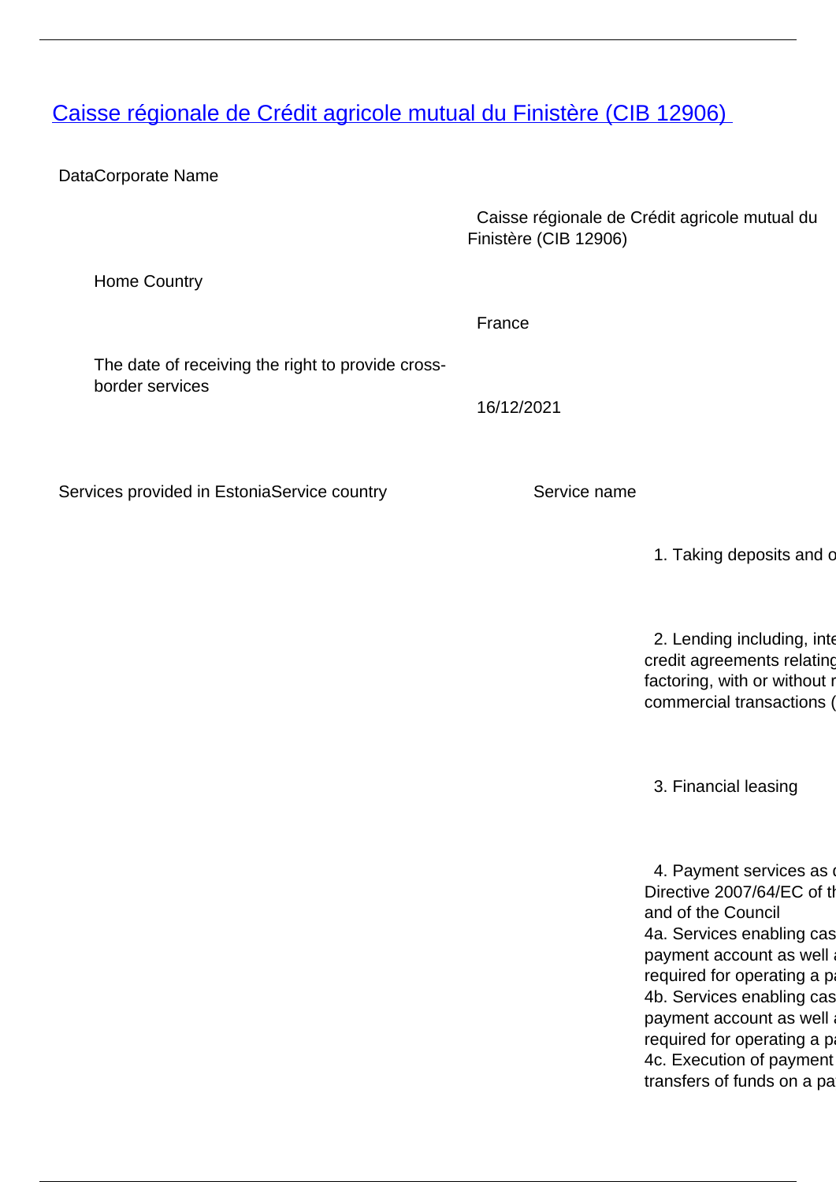# [Caisse régionale de Crédit agricole mutual du Finistère (CIB 12906)]

DataCorporate Name

| | |
|---|---|
| | Caisse régionale de Crédit agricole mutual du Finistère (CIB 12906) |
| Home Country | |
| | France |
| The date of receiving the right to provide cross-border services | |
| | 16/12/2021 |

Services provided in EstoniaService country

| | Service name |
|---|---|
| | 1. Taking deposits and o |
| | 2. Lending including, inte credit agreements relating factoring, with or without r commercial transactions ( |
| | 3. Financial leasing |
| | 4. Payment services as c Directive 2007/64/EC of th and of the Council<br>4a. Services enabling cas payment account as well a required for operating a pa<br>4b. Services enabling cas payment account as well a required for operating a pa<br>4c. Execution of payment transfers of funds on a pa |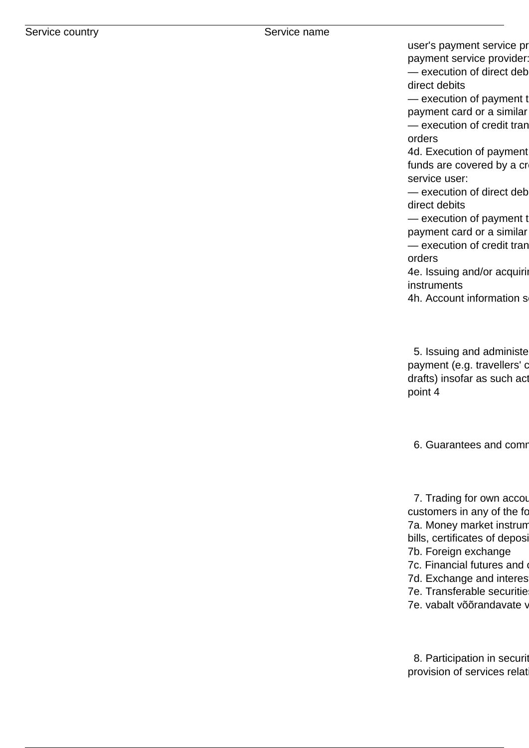| Service country | Service name | |
|---|---|---|
| | | user's payment service pr<br>payment service provider:<br>— execution of direct deb<br>direct debits<br>— execution of payment t<br>payment card or a similar<br>— execution of credit tran<br>orders<br>4d. Execution of payment<br>funds are covered by a cr<br>service user:<br>— execution of direct deb<br>direct debits<br>— execution of payment t<br>payment card or a similar<br>— execution of credit tran<br>orders<br>4e. Issuing and/or acquirin<br>instruments<br>4h. Account information se |
| | | 5. Issuing and administe<br>payment (e.g. travellers' c<br>drafts) insofar as such act<br>point 4 |
| | | 6. Guarantees and comm |
| | | 7. Trading for own accou<br>customers in any of the fo<br>7a. Money market instrum<br>bills, certificates of deposi<br>7b. Foreign exchange<br>7c. Financial futures and o<br>7d. Exchange and interest<br>7e. Transferable securities<br>7e. vabalt võõrandavate v |
| | | 8. Participation in securit<br>provision of services relati |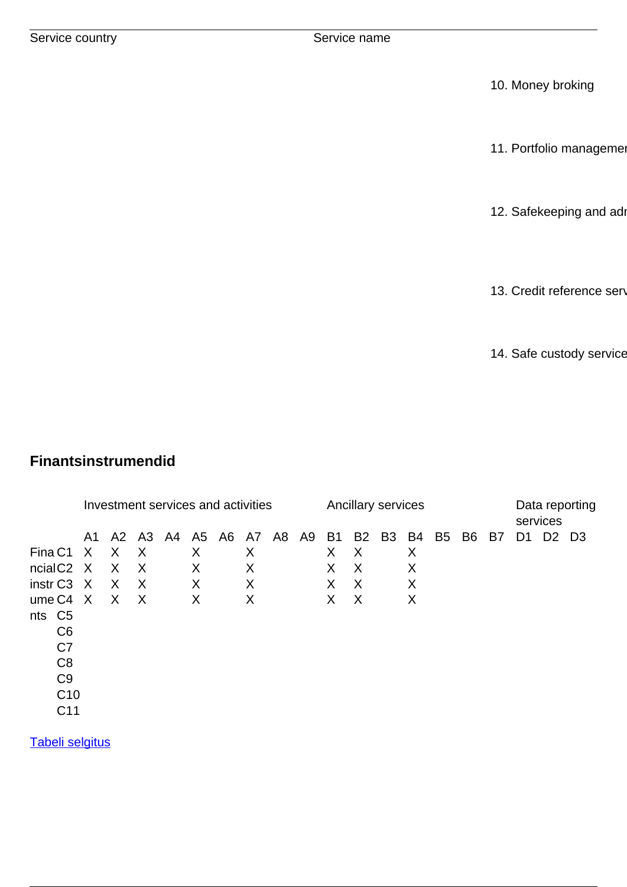| Service country | Service name |
| --- | --- |
| | 10. Money broking |
| | 11. Portfolio managemen |
| | 12. Safekeeping and adr |
| | 13. Credit reference serv |
| | 14. Safe custody service |

## Finantsinstrumendid

| | | Investment services and activities | | | | | | | | | Ancillary services | | | | | | | Data reporting services | | |
| --- | --- | --- | --- | --- | --- | --- | --- | --- | --- | --- | --- | --- | --- | --- | --- | --- | --- | --- | --- | --- |
| | | A1 | A2 | A3 | A4 | A5 | A6 | A7 | A8 | A9 | B1 | B2 | B3 | B4 | B5 | B6 | B7 | D1 | D2 | D3 |
| Financial instruments | C1 | X | X | X | | X | | X | | | X | X | | X | | | | | | |
| | C2 | X | X | X | | X | | X | | | X | X | | X | | | | | | |
| | C3 | X | X | X | | X | | X | | | X | X | | X | | | | | | |
| | C4 | X | X | X | | X | | X | | | X | X | | X | | | | | | |
| | C5 | | | | | | | | | | | | | | | | | | | |
| | C6 | | | | | | | | | | | | | | | | | | | |
| | C7 | | | | | | | | | | | | | | | | | | | |
| | C8 | | | | | | | | | | | | | | | | | | | |
| | C9 | | | | | | | | | | | | | | | | | | | |
| | C10 | | | | | | | | | | | | | | | | | | | |
| | C11 | | | | | | | | | | | | | | | | | | | |

Tabeli selgitus